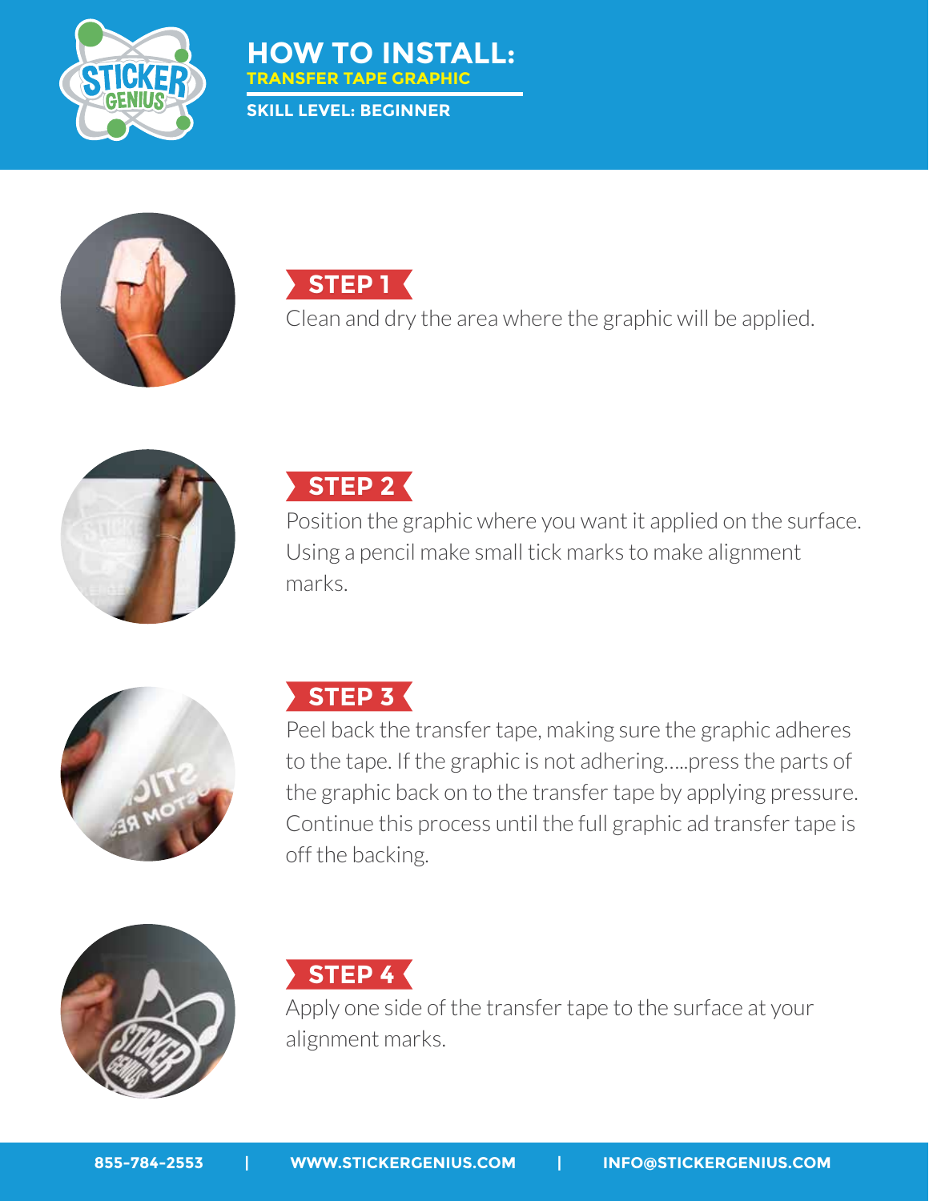# HOW TO INSTALL:

## TRANSFER TAPE GRAPHIC

**SKILL LEVEL: BEGINNER**

### STEP 1

Clean and dry the area where the graphic will be applied.

### STEP 2

Position the graphic where you want it applied on the surface. Using a pencil make small tick marks to make alignment marks.

### STEP 3

Peel back the transfer tape, making sure the graphic adheres to the tape. If the graphic is not adhering.....press the parts of the graphic back on to the transfer tape by applying pressure. Continue this process until the full graphic ad transfer tape is off the backing.

### STEP 4

Apply one side of the transfer tape to the surface at your alignment marks.

855-784-2553 | WWW.STICKERGENIUS.COM | INFO@STICKERGENIUS.COM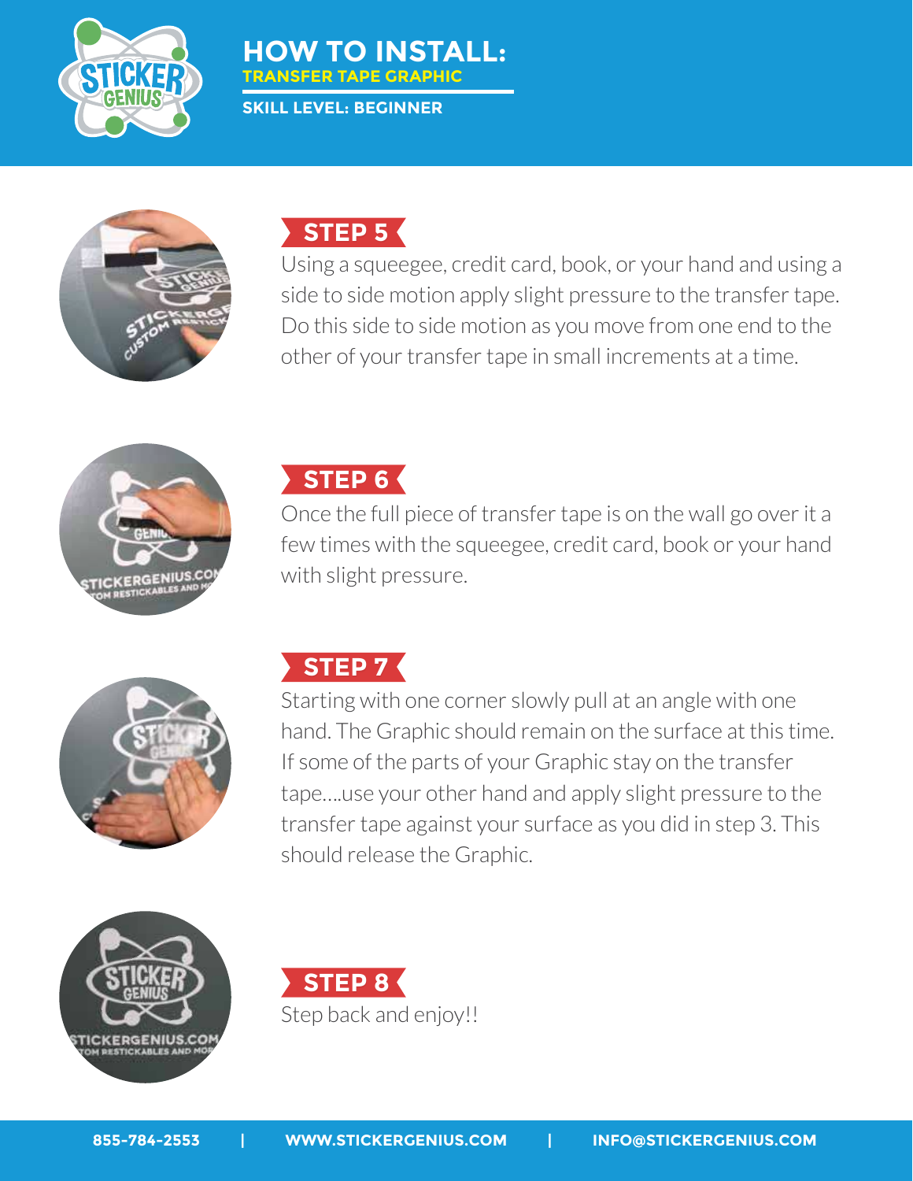# HOW TO INSTALL:

**TRANSFER TAPE GRAPHIC**

**SKILL LEVEL: BEGINNER**

## STEP 5

Using a squeegee, credit card, book, or your hand and using a side to side motion apply slight pressure to the transfer tape. Do this side to side motion as you move from one end to the other of your transfer tape in small increments at a time.

## STEP 6

Once the full piece of transfer tape is on the wall go over it a few times with the squeegee, credit card, book or your hand with slight pressure.

## STEP 7

Starting with one corner slowly pull at an angle with one hand. The Graphic should remain on the surface at this time. If some of the parts of your Graphic stay on the transfer tape....use your other hand and apply slight pressure to the transfer tape against your surface as you did in step 3. This should release the Graphic.

## STEP 8

Step back and enjoy!!

855-784-2553 | WWW.STICKERGENIUS.COM | INFO@STICKERGENIUS.COM